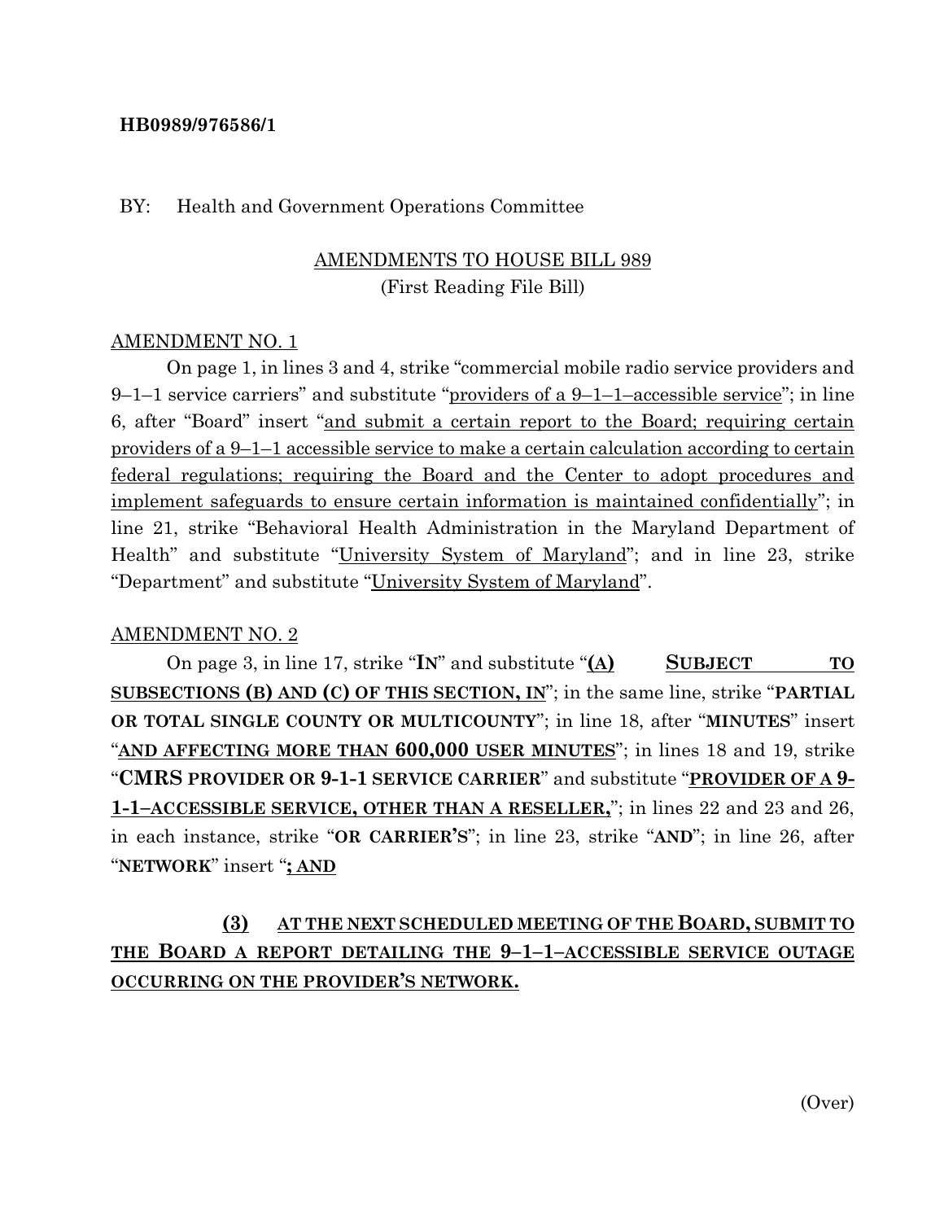**HB0989/976586/1**

BY: Health and Government Operations Committee

AMENDMENTS TO HOUSE BILL 989
(First Reading File Bill)

AMENDMENT NO. 1

On page 1, in lines 3 and 4, strike "commercial mobile radio service providers and 9–1–1 service carriers" and substitute "providers of a 9–1–1–accessible service"; in line 6, after "Board" insert "and submit a certain report to the Board; requiring certain providers of a 9–1–1 accessible service to make a certain calculation according to certain federal regulations; requiring the Board and the Center to adopt procedures and implement safeguards to ensure certain information is maintained confidentially"; in line 21, strike "Behavioral Health Administration in the Maryland Department of Health" and substitute "University System of Maryland"; and in line 23, strike "Department" and substitute "University System of Maryland".

AMENDMENT NO. 2

On page 3, in line 17, strike "**IN**" and substitute "**(A) SUBJECT TO SUBSECTIONS (B) AND (C) OF THIS SECTION, IN**"; in the same line, strike "**PARTIAL OR TOTAL SINGLE COUNTY OR MULTICOUNTY**"; in line 18, after "**MINUTES**" insert "**AND AFFECTING MORE THAN 600,000 USER MINUTES**"; in lines 18 and 19, strike "**CMRS PROVIDER OR 9-1-1 SERVICE CARRIER**" and substitute "**PROVIDER OF A 9-1-1–ACCESSIBLE SERVICE, OTHER THAN A RESELLER,**"; in lines 22 and 23 and 26, in each instance, strike "**OR CARRIER'S**"; in line 23, strike "**AND**"; in line 26, after "**NETWORK**" insert "**; AND**

**(3) AT THE NEXT SCHEDULED MEETING OF THE BOARD, SUBMIT TO THE BOARD A REPORT DETAILING THE 9–1–1–ACCESSIBLE SERVICE OUTAGE OCCURRING ON THE PROVIDER'S NETWORK.**

(Over)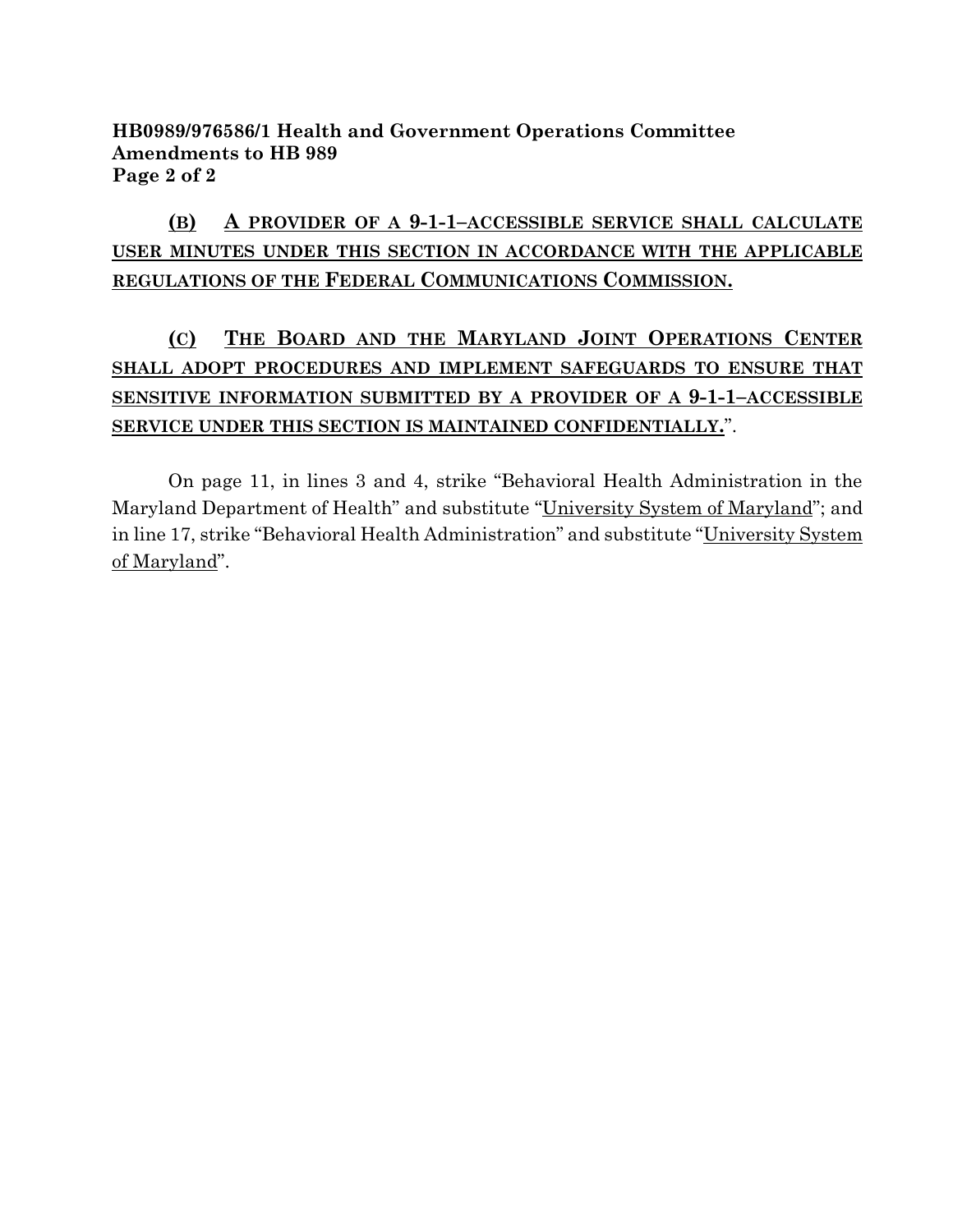(B) A PROVIDER OF A 9-1-1–ACCESSIBLE SERVICE SHALL CALCULATE USER MINUTES UNDER THIS SECTION IN ACCORDANCE WITH THE APPLICABLE REGULATIONS OF THE FEDERAL COMMUNICATIONS COMMISSION.

(C) THE BOARD AND THE MARYLAND JOINT OPERATIONS CENTER SHALL ADOPT PROCEDURES AND IMPLEMENT SAFEGUARDS TO ENSURE THAT SENSITIVE INFORMATION SUBMITTED BY A PROVIDER OF A 9-1-1–ACCESSIBLE SERVICE UNDER THIS SECTION IS MAINTAINED CONFIDENTIALLY.".

On page 11, in lines 3 and 4, strike "Behavioral Health Administration in the Maryland Department of Health" and substitute "University System of Maryland"; and in line 17, strike "Behavioral Health Administration" and substitute "University System of Maryland".